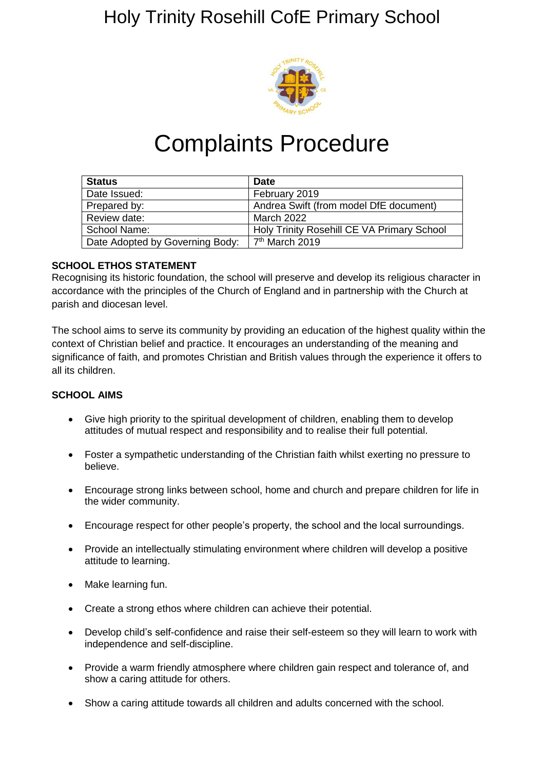# Holy Trinity Rosehill CofE Primary School

# Complaints Procedure

| Status | Date |
| --- | --- |
| Date Issued: | February 2019 |
| Prepared by: | Andrea Swift (from model DfE document) |
| Review date: | March 2022 |
| School Name: | Holy Trinity Rosehill CE VA Primary School |
| Date Adopted by Governing Body: | 7th March 2019 |

**SCHOOL ETHOS STATEMENT**

Recognising its historic foundation, the school will preserve and develop its religious character in accordance with the principles of the Church of England and in partnership with the Church at parish and diocesan level.

The school aims to serve its community by providing an education of the highest quality within the context of Christian belief and practice. It encourages an understanding of the meaning and significance of faith, and promotes Christian and British values through the experience it offers to all its children.

**SCHOOL AIMS**

- Give high priority to the spiritual development of children, enabling them to develop attitudes of mutual respect and responsibility and to realise their full potential.
- Foster a sympathetic understanding of the Christian faith whilst exerting no pressure to believe.
- Encourage strong links between school, home and church and prepare children for life in the wider community.
- Encourage respect for other people's property, the school and the local surroundings.
- Provide an intellectually stimulating environment where children will develop a positive attitude to learning.
- Make learning fun.
- Create a strong ethos where children can achieve their potential.
- Develop child's self-confidence and raise their self-esteem so they will learn to work with independence and self-discipline.
- Provide a warm friendly atmosphere where children gain respect and tolerance of, and show a caring attitude for others.
- Show a caring attitude towards all children and adults concerned with the school.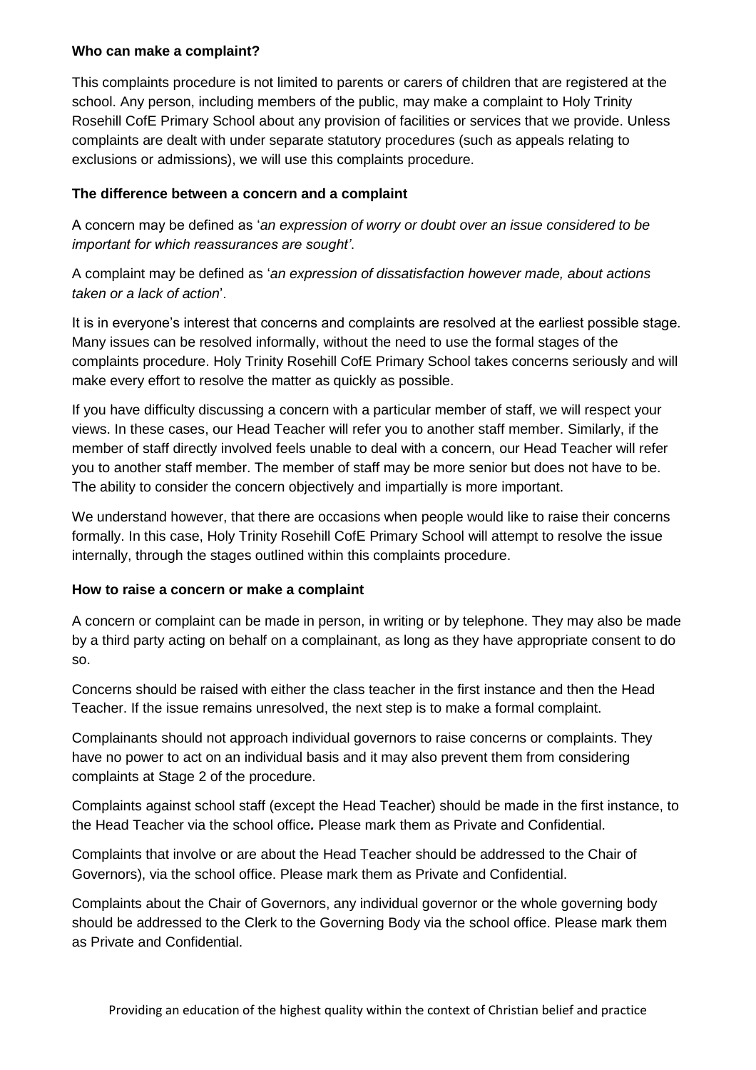**Who can make a complaint?**

This complaints procedure is not limited to parents or carers of children that are registered at the school. Any person, including members of the public, may make a complaint to Holy Trinity Rosehill CofE Primary School about any provision of facilities or services that we provide. Unless complaints are dealt with under separate statutory procedures (such as appeals relating to exclusions or admissions), we will use this complaints procedure.

**The difference between a concern and a complaint**

A concern may be defined as '*an expression of worry or doubt over an issue considered to be important for which reassurances are sought'*.

A complaint may be defined as '*an expression of dissatisfaction however made, about actions taken or a lack of action*'.

It is in everyone's interest that concerns and complaints are resolved at the earliest possible stage. Many issues can be resolved informally, without the need to use the formal stages of the complaints procedure. Holy Trinity Rosehill CofE Primary School takes concerns seriously and will make every effort to resolve the matter as quickly as possible.

If you have difficulty discussing a concern with a particular member of staff, we will respect your views. In these cases, our Head Teacher will refer you to another staff member. Similarly, if the member of staff directly involved feels unable to deal with a concern, our Head Teacher will refer you to another staff member. The member of staff may be more senior but does not have to be. The ability to consider the concern objectively and impartially is more important.

We understand however, that there are occasions when people would like to raise their concerns formally. In this case, Holy Trinity Rosehill CofE Primary School will attempt to resolve the issue internally, through the stages outlined within this complaints procedure.

**How to raise a concern or make a complaint**

A concern or complaint can be made in person, in writing or by telephone. They may also be made by a third party acting on behalf on a complainant, as long as they have appropriate consent to do so.

Concerns should be raised with either the class teacher in the first instance and then the Head Teacher. If the issue remains unresolved, the next step is to make a formal complaint.

Complainants should not approach individual governors to raise concerns or complaints. They have no power to act on an individual basis and it may also prevent them from considering complaints at Stage 2 of the procedure.

Complaints against school staff (except the Head Teacher) should be made in the first instance, to the Head Teacher via the school office*.* Please mark them as Private and Confidential.

Complaints that involve or are about the Head Teacher should be addressed to the Chair of Governors), via the school office. Please mark them as Private and Confidential.

Complaints about the Chair of Governors, any individual governor or the whole governing body should be addressed to the Clerk to the Governing Body via the school office. Please mark them as Private and Confidential.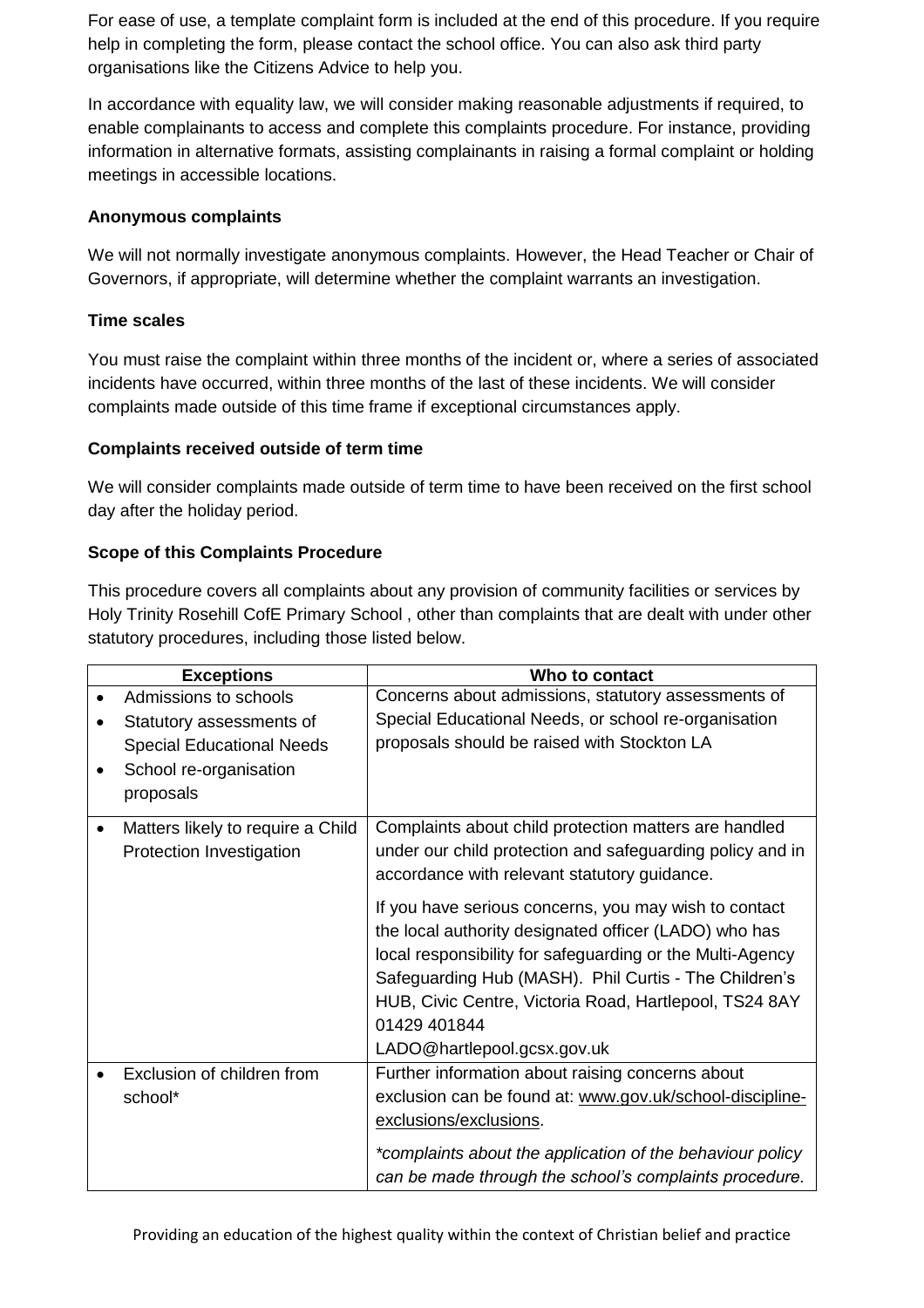For ease of use, a template complaint form is included at the end of this procedure. If you require help in completing the form, please contact the school office. You can also ask third party organisations like the Citizens Advice to help you.

In accordance with equality law, we will consider making reasonable adjustments if required, to enable complainants to access and complete this complaints procedure. For instance, providing information in alternative formats, assisting complainants in raising a formal complaint or holding meetings in accessible locations.

**Anonymous complaints**

We will not normally investigate anonymous complaints. However, the Head Teacher or Chair of Governors, if appropriate, will determine whether the complaint warrants an investigation.

**Time scales**

You must raise the complaint within three months of the incident or, where a series of associated incidents have occurred, within three months of the last of these incidents. We will consider complaints made outside of this time frame if exceptional circumstances apply.

**Complaints received outside of term time**

We will consider complaints made outside of term time to have been received on the first school day after the holiday period.

**Scope of this Complaints Procedure**

This procedure covers all complaints about any provision of community facilities or services by Holy Trinity Rosehill CofE Primary School , other than complaints that are dealt with under other statutory procedures, including those listed below.

| Exceptions | Who to contact |
|---|---|
| • Admissions to schools<br>• Statutory assessments of Special Educational Needs<br>• School re-organisation proposals | Concerns about admissions, statutory assessments of Special Educational Needs, or school re-organisation proposals should be raised with Stockton LA |
| • Matters likely to require a Child Protection Investigation | Complaints about child protection matters are handled under our child protection and safeguarding policy and in accordance with relevant statutory guidance.<br><br>If you have serious concerns, you may wish to contact the local authority designated officer (LADO) who has local responsibility for safeguarding or the Multi-Agency Safeguarding Hub (MASH). Phil Curtis - The Children's HUB, Civic Centre, Victoria Road, Hartlepool, TS24 8AY 01429 401844<br>LADO@hartlepool.gcsx.gov.uk |
| • Exclusion of children from school* | Further information about raising concerns about exclusion can be found at: www.gov.uk/school-discipline-exclusions/exclusions.<br><br>*\*complaints about the application of the behaviour policy can be made through the school's complaints procedure.* |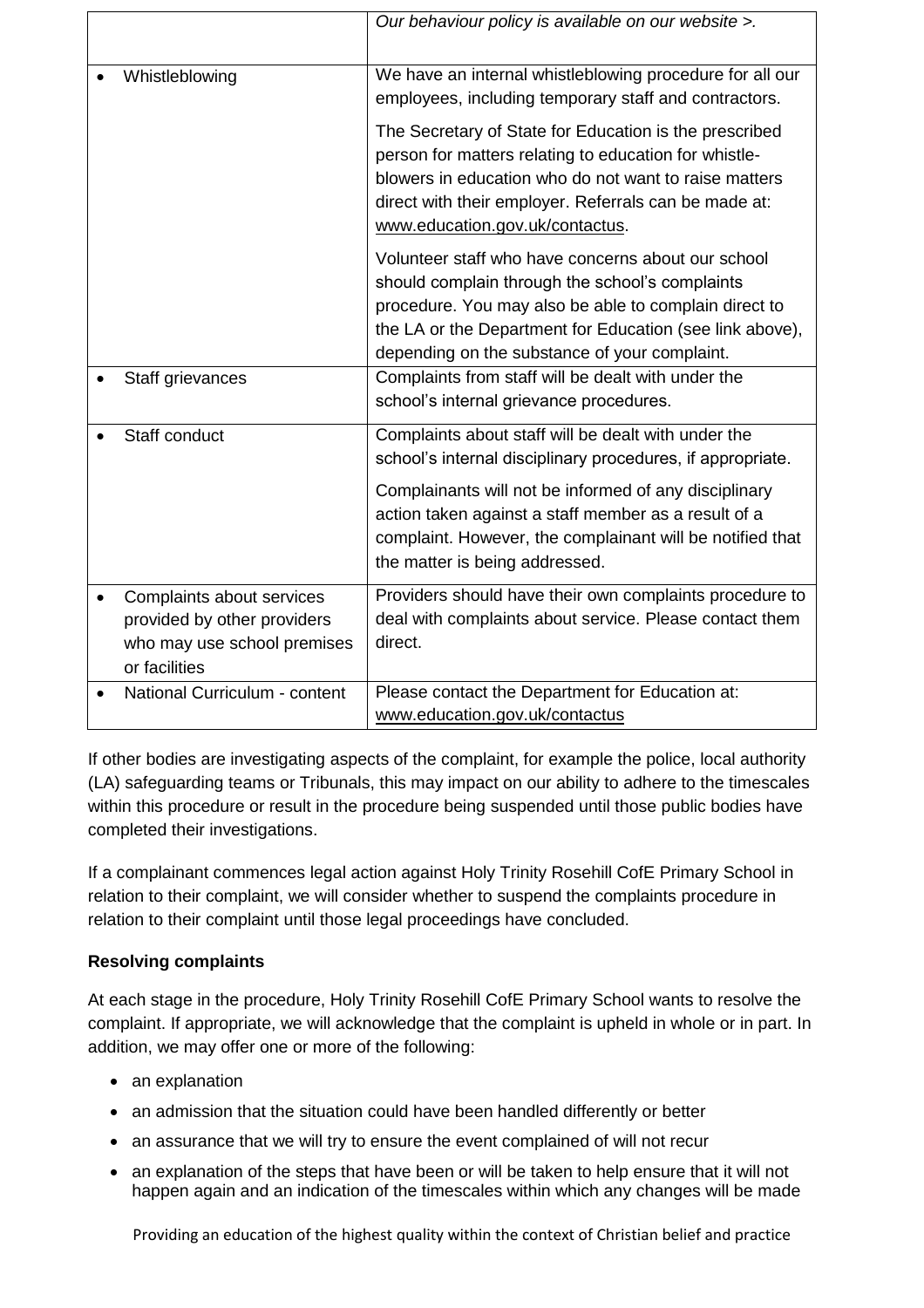| | |
|---|---|
| | *Our behaviour policy is available on our website >.* |
| • Whistleblowing | We have an internal whistleblowing procedure for all our employees, including temporary staff and contractors.<br><br>The Secretary of State for Education is the prescribed person for matters relating to education for whistle-blowers in education who do not want to raise matters direct with their employer. Referrals can be made at: www.education.gov.uk/contactus.<br><br>Volunteer staff who have concerns about our school should complain through the school's complaints procedure. You may also be able to complain direct to the LA or the Department for Education (see link above), depending on the substance of your complaint. |
| • Staff grievances | Complaints from staff will be dealt with under the school's internal grievance procedures. |
| • Staff conduct | Complaints about staff will be dealt with under the school's internal disciplinary procedures, if appropriate.<br><br>Complainants will not be informed of any disciplinary action taken against a staff member as a result of a complaint. However, the complainant will be notified that the matter is being addressed. |
| • Complaints about services provided by other providers who may use school premises or facilities | Providers should have their own complaints procedure to deal with complaints about service. Please contact them direct. |
| • National Curriculum - content | Please contact the Department for Education at: www.education.gov.uk/contactus |

If other bodies are investigating aspects of the complaint, for example the police, local authority (LA) safeguarding teams or Tribunals, this may impact on our ability to adhere to the timescales within this procedure or result in the procedure being suspended until those public bodies have completed their investigations.

If a complainant commences legal action against Holy Trinity Rosehill CofE Primary School in relation to their complaint, we will consider whether to suspend the complaints procedure in relation to their complaint until those legal proceedings have concluded.

**Resolving complaints**

At each stage in the procedure, Holy Trinity Rosehill CofE Primary School wants to resolve the complaint. If appropriate, we will acknowledge that the complaint is upheld in whole or in part. In addition, we may offer one or more of the following:

- an explanation
- an admission that the situation could have been handled differently or better
- an assurance that we will try to ensure the event complained of will not recur
- an explanation of the steps that have been or will be taken to help ensure that it will not happen again and an indication of the timescales within which any changes will be made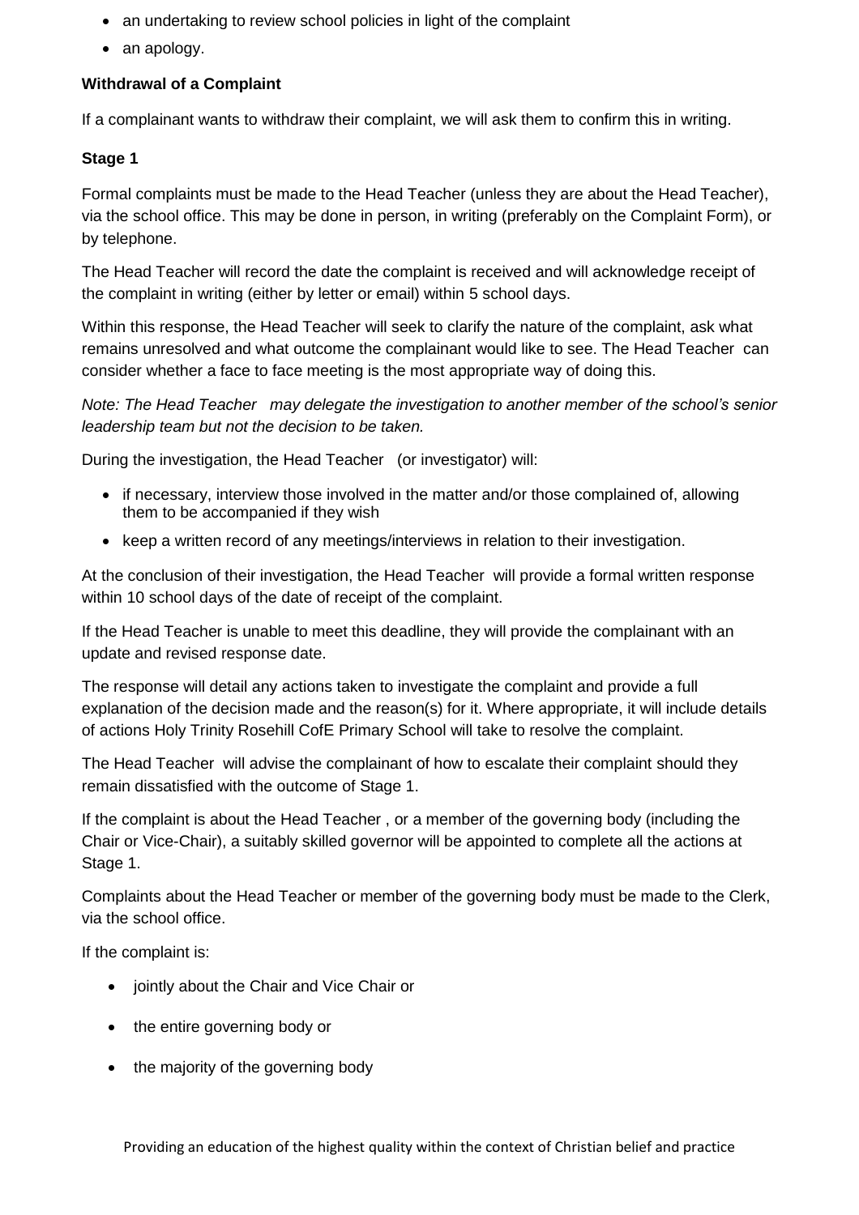- an undertaking to review school policies in light of the complaint
- an apology.

**Withdrawal of a Complaint**

If a complainant wants to withdraw their complaint, we will ask them to confirm this in writing.

**Stage 1**

Formal complaints must be made to the Head Teacher (unless they are about the Head Teacher), via the school office. This may be done in person, in writing (preferably on the Complaint Form), or by telephone.

The Head Teacher will record the date the complaint is received and will acknowledge receipt of the complaint in writing (either by letter or email) within 5 school days.

Within this response, the Head Teacher will seek to clarify the nature of the complaint, ask what remains unresolved and what outcome the complainant would like to see. The Head Teacher can consider whether a face to face meeting is the most appropriate way of doing this.

*Note: The Head Teacher may delegate the investigation to another member of the school's senior leadership team but not the decision to be taken.*

During the investigation, the Head Teacher (or investigator) will:

- if necessary, interview those involved in the matter and/or those complained of, allowing them to be accompanied if they wish
- keep a written record of any meetings/interviews in relation to their investigation.

At the conclusion of their investigation, the Head Teacher will provide a formal written response within 10 school days of the date of receipt of the complaint.

If the Head Teacher is unable to meet this deadline, they will provide the complainant with an update and revised response date.

The response will detail any actions taken to investigate the complaint and provide a full explanation of the decision made and the reason(s) for it. Where appropriate, it will include details of actions Holy Trinity Rosehill CofE Primary School will take to resolve the complaint.

The Head Teacher will advise the complainant of how to escalate their complaint should they remain dissatisfied with the outcome of Stage 1.

If the complaint is about the Head Teacher , or a member of the governing body (including the Chair or Vice-Chair), a suitably skilled governor will be appointed to complete all the actions at Stage 1.

Complaints about the Head Teacher or member of the governing body must be made to the Clerk, via the school office.

If the complaint is:

- jointly about the Chair and Vice Chair or
- the entire governing body or
- the majority of the governing body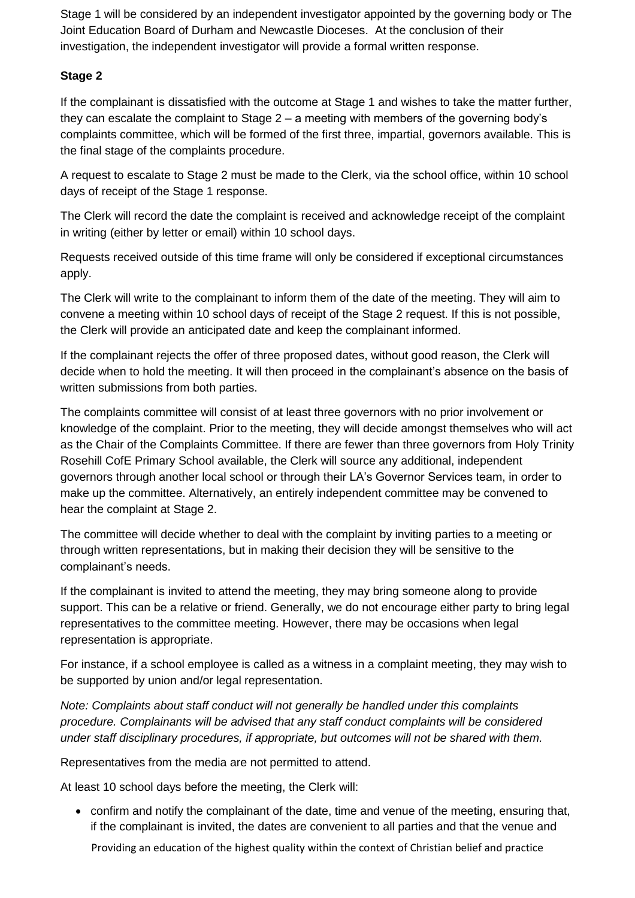Stage 1 will be considered by an independent investigator appointed by the governing body or The Joint Education Board of Durham and Newcastle Dioceses. At the conclusion of their investigation, the independent investigator will provide a formal written response.

**Stage 2**

If the complainant is dissatisfied with the outcome at Stage 1 and wishes to take the matter further, they can escalate the complaint to Stage 2 – a meeting with members of the governing body's complaints committee, which will be formed of the first three, impartial, governors available. This is the final stage of the complaints procedure.

A request to escalate to Stage 2 must be made to the Clerk, via the school office, within 10 school days of receipt of the Stage 1 response.

The Clerk will record the date the complaint is received and acknowledge receipt of the complaint in writing (either by letter or email) within 10 school days.

Requests received outside of this time frame will only be considered if exceptional circumstances apply.

The Clerk will write to the complainant to inform them of the date of the meeting. They will aim to convene a meeting within 10 school days of receipt of the Stage 2 request. If this is not possible, the Clerk will provide an anticipated date and keep the complainant informed.

If the complainant rejects the offer of three proposed dates, without good reason, the Clerk will decide when to hold the meeting. It will then proceed in the complainant's absence on the basis of written submissions from both parties.

The complaints committee will consist of at least three governors with no prior involvement or knowledge of the complaint. Prior to the meeting, they will decide amongst themselves who will act as the Chair of the Complaints Committee. If there are fewer than three governors from Holy Trinity Rosehill CofE Primary School available, the Clerk will source any additional, independent governors through another local school or through their LA's Governor Services team, in order to make up the committee. Alternatively, an entirely independent committee may be convened to hear the complaint at Stage 2.

The committee will decide whether to deal with the complaint by inviting parties to a meeting or through written representations, but in making their decision they will be sensitive to the complainant's needs.

If the complainant is invited to attend the meeting, they may bring someone along to provide support. This can be a relative or friend. Generally, we do not encourage either party to bring legal representatives to the committee meeting. However, there may be occasions when legal representation is appropriate.

For instance, if a school employee is called as a witness in a complaint meeting, they may wish to be supported by union and/or legal representation.

*Note: Complaints about staff conduct will not generally be handled under this complaints procedure. Complainants will be advised that any staff conduct complaints will be considered under staff disciplinary procedures, if appropriate, but outcomes will not be shared with them.*

Representatives from the media are not permitted to attend.

At least 10 school days before the meeting, the Clerk will:

- confirm and notify the complainant of the date, time and venue of the meeting, ensuring that, if the complainant is invited, the dates are convenient to all parties and that the venue and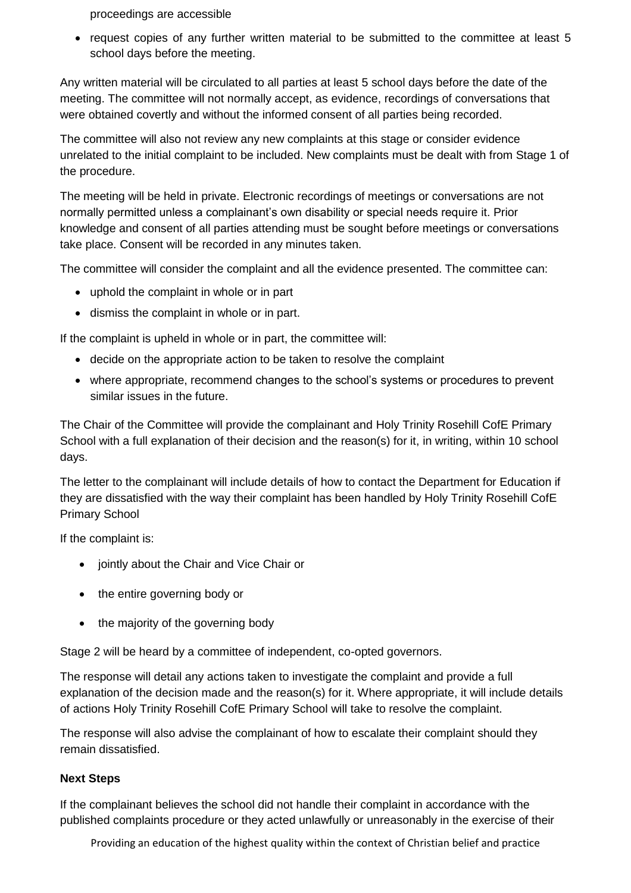proceedings are accessible

- request copies of any further written material to be submitted to the committee at least 5 school days before the meeting.

Any written material will be circulated to all parties at least 5 school days before the date of the meeting. The committee will not normally accept, as evidence, recordings of conversations that were obtained covertly and without the informed consent of all parties being recorded.

The committee will also not review any new complaints at this stage or consider evidence unrelated to the initial complaint to be included. New complaints must be dealt with from Stage 1 of the procedure.

The meeting will be held in private. Electronic recordings of meetings or conversations are not normally permitted unless a complainant's own disability or special needs require it. Prior knowledge and consent of all parties attending must be sought before meetings or conversations take place. Consent will be recorded in any minutes taken.

The committee will consider the complaint and all the evidence presented. The committee can:

- uphold the complaint in whole or in part
- dismiss the complaint in whole or in part.

If the complaint is upheld in whole or in part, the committee will:

- decide on the appropriate action to be taken to resolve the complaint
- where appropriate, recommend changes to the school's systems or procedures to prevent similar issues in the future.

The Chair of the Committee will provide the complainant and Holy Trinity Rosehill CofE Primary School with a full explanation of their decision and the reason(s) for it, in writing, within 10 school days.

The letter to the complainant will include details of how to contact the Department for Education if they are dissatisfied with the way their complaint has been handled by Holy Trinity Rosehill CofE Primary School

If the complaint is:

- jointly about the Chair and Vice Chair or
- the entire governing body or
- the majority of the governing body

Stage 2 will be heard by a committee of independent, co-opted governors.

The response will detail any actions taken to investigate the complaint and provide a full explanation of the decision made and the reason(s) for it. Where appropriate, it will include details of actions Holy Trinity Rosehill CofE Primary School will take to resolve the complaint.

The response will also advise the complainant of how to escalate their complaint should they remain dissatisfied.

**Next Steps**

If the complainant believes the school did not handle their complaint in accordance with the published complaints procedure or they acted unlawfully or unreasonably in the exercise of their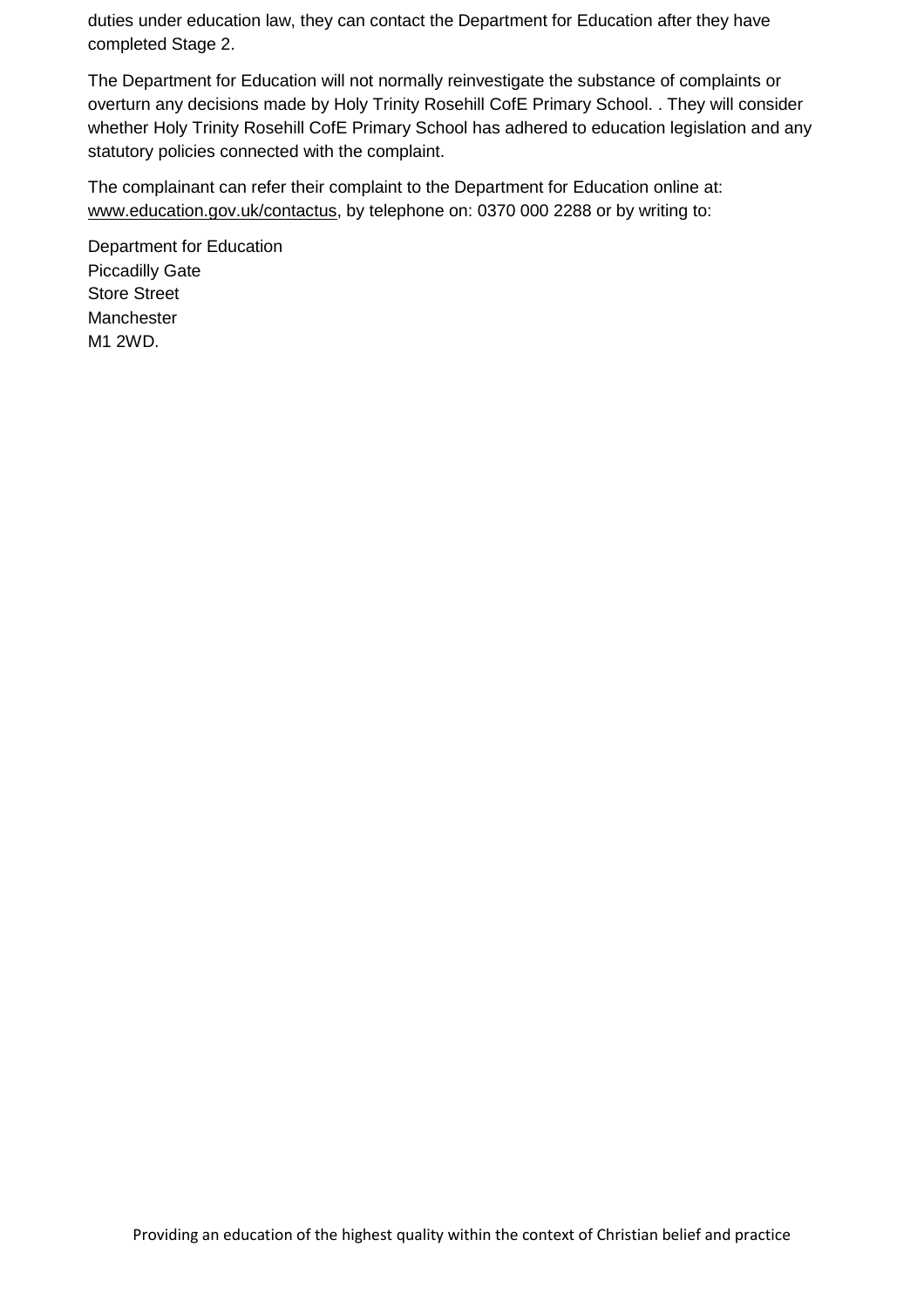duties under education law, they can contact the Department for Education after they have completed Stage 2.

The Department for Education will not normally reinvestigate the substance of complaints or overturn any decisions made by Holy Trinity Rosehill CofE Primary School. . They will consider whether Holy Trinity Rosehill CofE Primary School has adhered to education legislation and any statutory policies connected with the complaint.

The complainant can refer their complaint to the Department for Education online at: www.education.gov.uk/contactus, by telephone on: 0370 000 2288 or by writing to:

Department for Education
Piccadilly Gate
Store Street
Manchester
M1 2WD.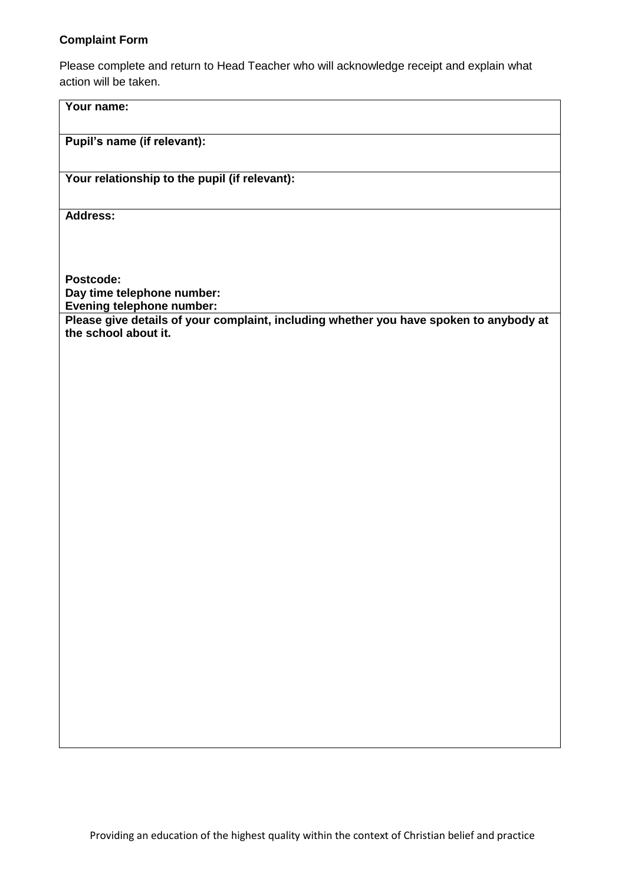**Complaint Form**

Please complete and return to Head Teacher who will acknowledge receipt and explain what action will be taken.

| **Your name:** |
| --- |
| **Pupil's name (if relevant):** |
| **Your relationship to the pupil (if relevant):** |
| **Address:**<br><br><br>**Postcode:**<br>**Day time telephone number:**<br>**Evening telephone number:** |
| **Please give details of your complaint, including whether you have spoken to anybody at the school about it.** |

Providing an education of the highest quality within the context of Christian belief and practice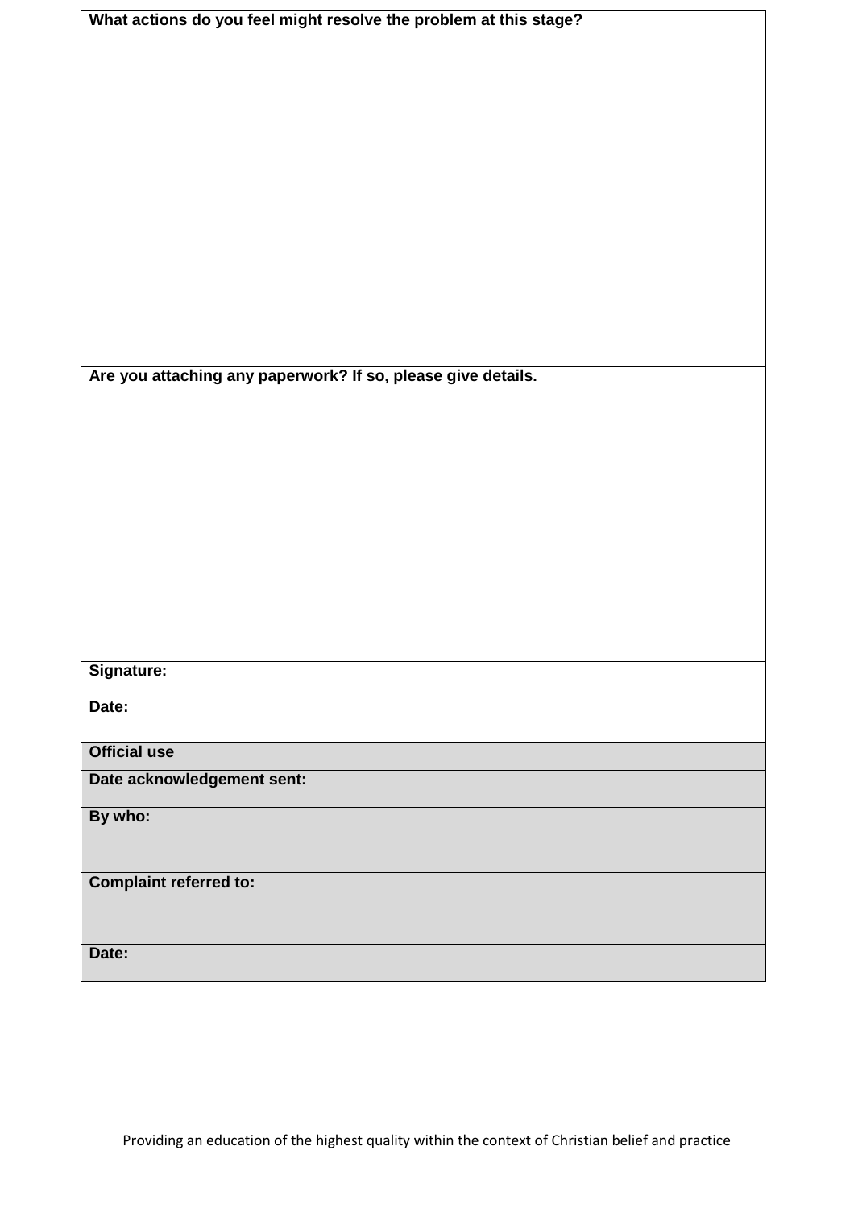| **What actions do you feel might resolve the problem at this stage?** |
| --- |
| **Are you attaching any paperwork? If so, please give details.** |
| **Signature:**<br><br>**Date:** |
| **Official use** |
| **Date acknowledgement sent:** |
| **By who:** |
| **Complaint referred to:** |
| **Date:** |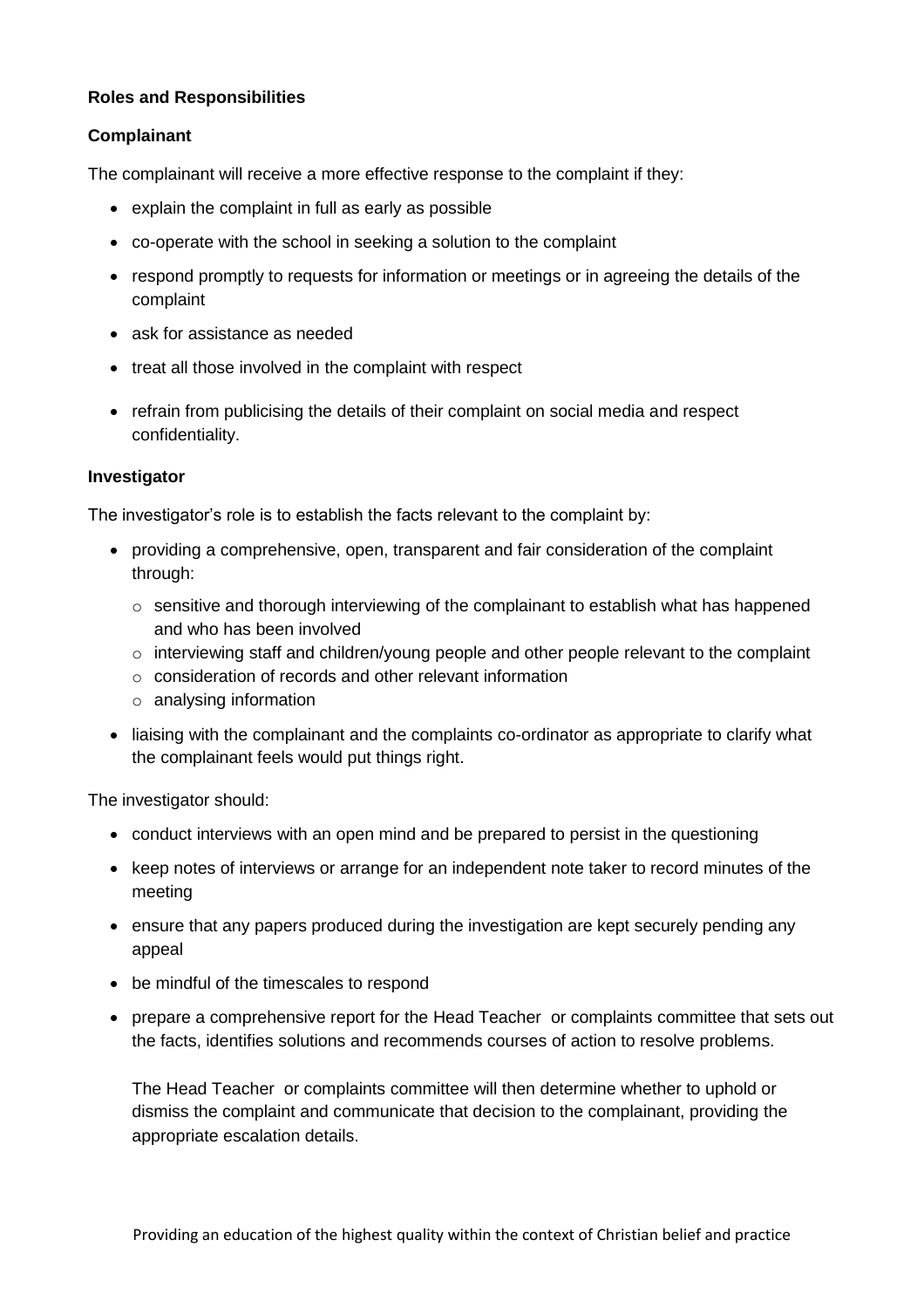**Roles and Responsibilities**

**Complainant**

The complainant will receive a more effective response to the complaint if they:

- explain the complaint in full as early as possible
- co-operate with the school in seeking a solution to the complaint
- respond promptly to requests for information or meetings or in agreeing the details of the complaint
- ask for assistance as needed
- treat all those involved in the complaint with respect
- refrain from publicising the details of their complaint on social media and respect confidentiality.

**Investigator**

The investigator's role is to establish the facts relevant to the complaint by:

- providing a comprehensive, open, transparent and fair consideration of the complaint through:
  - sensitive and thorough interviewing of the complainant to establish what has happened and who has been involved
  - interviewing staff and children/young people and other people relevant to the complaint
  - consideration of records and other relevant information
  - analysing information
- liaising with the complainant and the complaints co-ordinator as appropriate to clarify what the complainant feels would put things right.

The investigator should:

- conduct interviews with an open mind and be prepared to persist in the questioning
- keep notes of interviews or arrange for an independent note taker to record minutes of the meeting
- ensure that any papers produced during the investigation are kept securely pending any appeal
- be mindful of the timescales to respond
- prepare a comprehensive report for the Head Teacher or complaints committee that sets out the facts, identifies solutions and recommends courses of action to resolve problems.

  The Head Teacher or complaints committee will then determine whether to uphold or dismiss the complaint and communicate that decision to the complainant, providing the appropriate escalation details.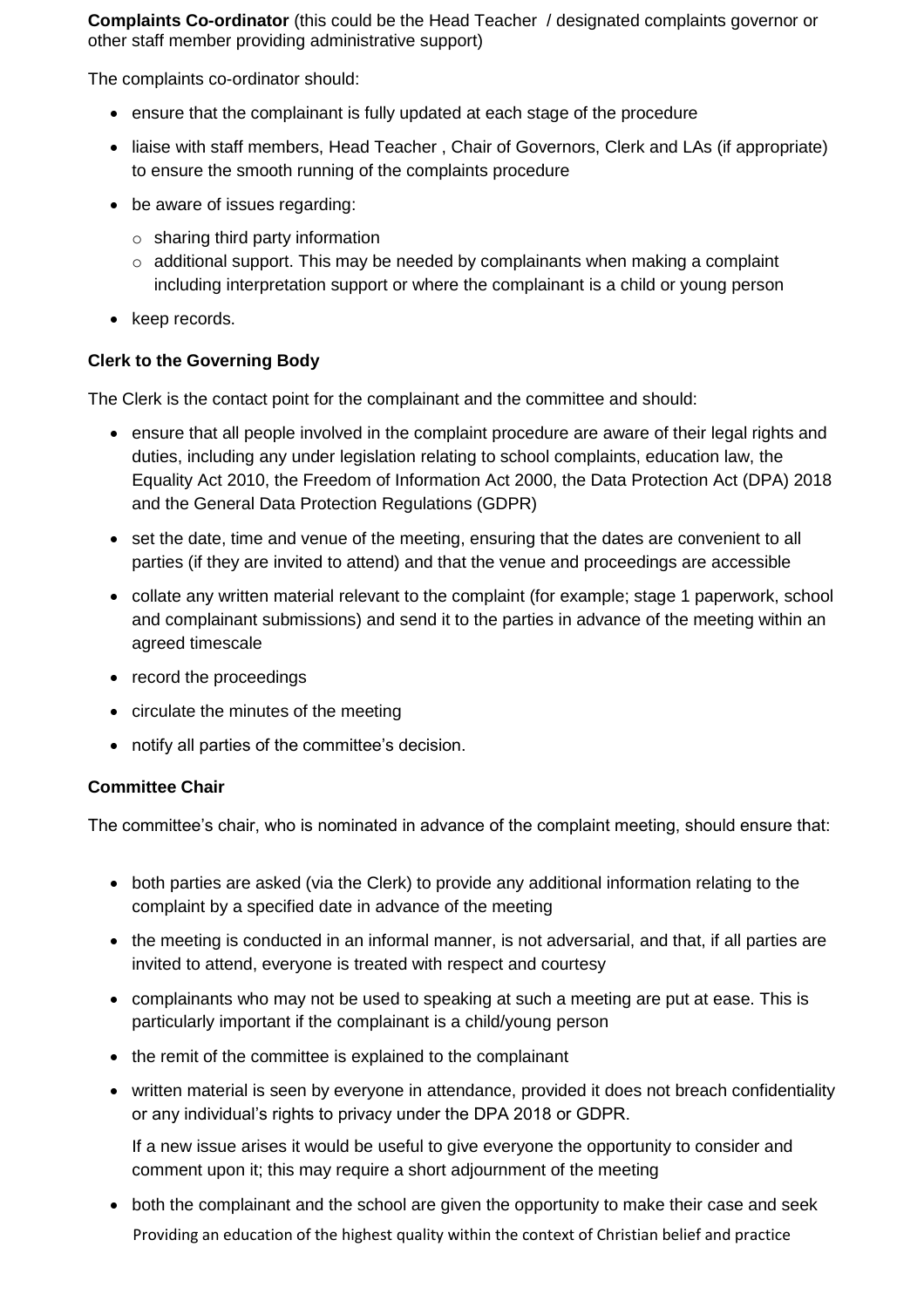**Complaints Co-ordinator** (this could be the Head Teacher / designated complaints governor or other staff member providing administrative support)

The complaints co-ordinator should:

- ensure that the complainant is fully updated at each stage of the procedure
- liaise with staff members, Head Teacher , Chair of Governors, Clerk and LAs (if appropriate) to ensure the smooth running of the complaints procedure
- be aware of issues regarding:
    - sharing third party information
    - additional support. This may be needed by complainants when making a complaint including interpretation support or where the complainant is a child or young person
- keep records.

**Clerk to the Governing Body**

The Clerk is the contact point for the complainant and the committee and should:

- ensure that all people involved in the complaint procedure are aware of their legal rights and duties, including any under legislation relating to school complaints, education law, the Equality Act 2010, the Freedom of Information Act 2000, the Data Protection Act (DPA) 2018 and the General Data Protection Regulations (GDPR)
- set the date, time and venue of the meeting, ensuring that the dates are convenient to all parties (if they are invited to attend) and that the venue and proceedings are accessible
- collate any written material relevant to the complaint (for example; stage 1 paperwork, school and complainant submissions) and send it to the parties in advance of the meeting within an agreed timescale
- record the proceedings
- circulate the minutes of the meeting
- notify all parties of the committee's decision.

**Committee Chair**

The committee's chair, who is nominated in advance of the complaint meeting, should ensure that:

- both parties are asked (via the Clerk) to provide any additional information relating to the complaint by a specified date in advance of the meeting
- the meeting is conducted in an informal manner, is not adversarial, and that, if all parties are invited to attend, everyone is treated with respect and courtesy
- complainants who may not be used to speaking at such a meeting are put at ease. This is particularly important if the complainant is a child/young person
- the remit of the committee is explained to the complainant
- written material is seen by everyone in attendance, provided it does not breach confidentiality or any individual's rights to privacy under the DPA 2018 or GDPR.

  If a new issue arises it would be useful to give everyone the opportunity to consider and comment upon it; this may require a short adjournment of the meeting
- both the complainant and the school are given the opportunity to make their case and seek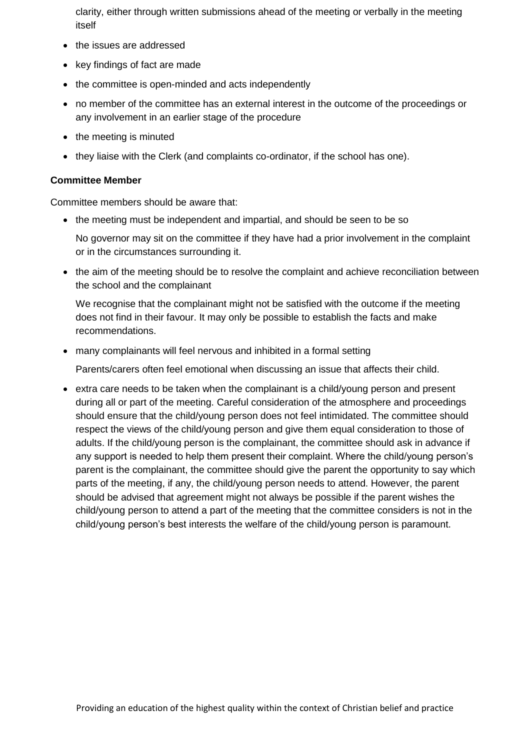clarity, either through written submissions ahead of the meeting or verbally in the meeting itself

- the issues are addressed
- key findings of fact are made
- the committee is open-minded and acts independently
- no member of the committee has an external interest in the outcome of the proceedings or any involvement in an earlier stage of the procedure
- the meeting is minuted
- they liaise with the Clerk (and complaints co-ordinator, if the school has one).

**Committee Member**

Committee members should be aware that:

- the meeting must be independent and impartial, and should be seen to be so

  No governor may sit on the committee if they have had a prior involvement in the complaint or in the circumstances surrounding it.

- the aim of the meeting should be to resolve the complaint and achieve reconciliation between the school and the complainant

  We recognise that the complainant might not be satisfied with the outcome if the meeting does not find in their favour. It may only be possible to establish the facts and make recommendations.

- many complainants will feel nervous and inhibited in a formal setting

  Parents/carers often feel emotional when discussing an issue that affects their child.

- extra care needs to be taken when the complainant is a child/young person and present during all or part of the meeting. Careful consideration of the atmosphere and proceedings should ensure that the child/young person does not feel intimidated. The committee should respect the views of the child/young person and give them equal consideration to those of adults. If the child/young person is the complainant, the committee should ask in advance if any support is needed to help them present their complaint. Where the child/young person's parent is the complainant, the committee should give the parent the opportunity to say which parts of the meeting, if any, the child/young person needs to attend. However, the parent should be advised that agreement might not always be possible if the parent wishes the child/young person to attend a part of the meeting that the committee considers is not in the child/young person's best interests the welfare of the child/young person is paramount.